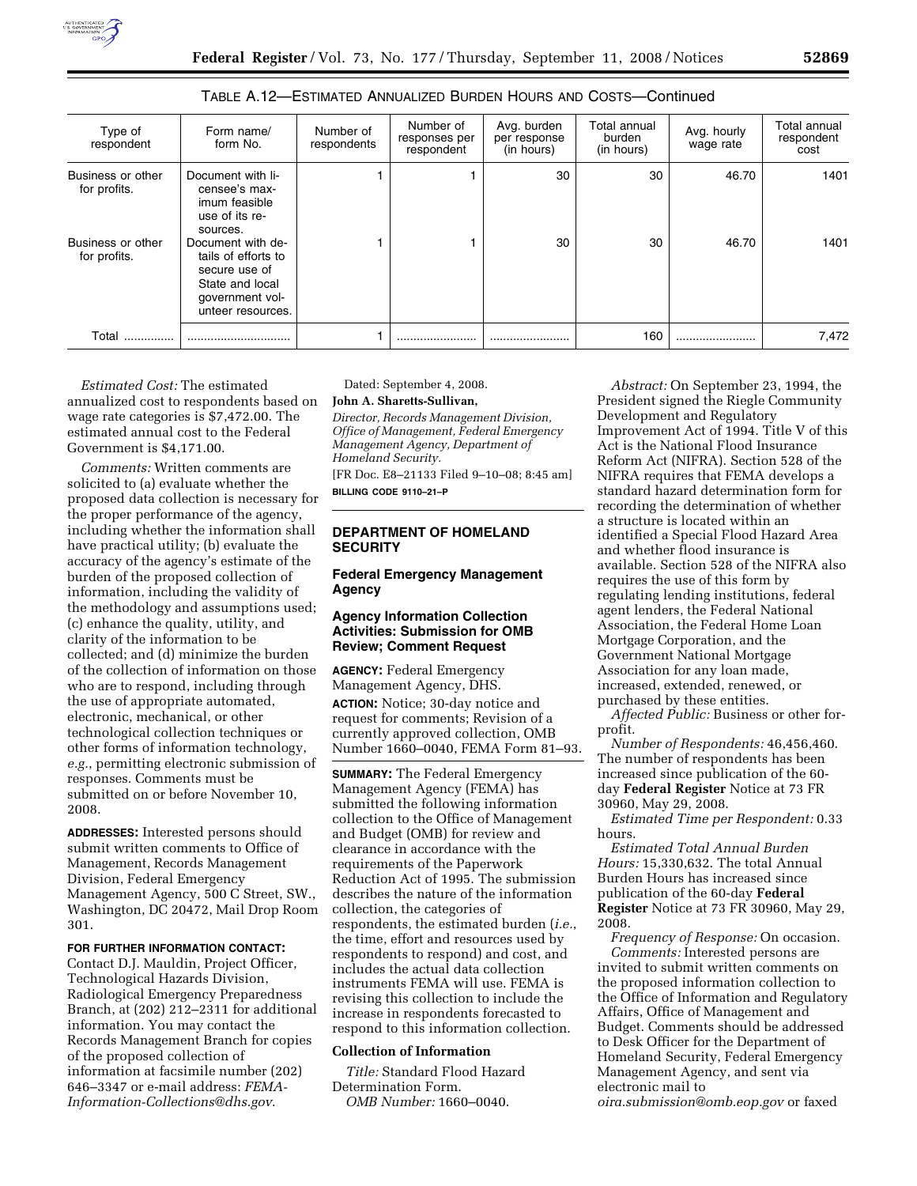TABLE A.12—ESTIMATED ANNUALIZED BURDEN HOURS AND COSTS—Continued

| Type of respondent | Form name/ form No. | Number of respondents | Number of responses per respondent | Avg. burden per response (in hours) | Total annual burden (in hours) | Avg. hourly wage rate | Total annual respondent cost |
|---|---|---|---|---|---|---|---|
| Business or other for profits. | Document with licensee's maximum feasible use of its resources. | 1 | 1 | 30 | 30 | 46.70 | 1401 |
| Business or other for profits. | Document with details of efforts to secure use of State and local government volunteer resources. | 1 | 1 | 30 | 30 | 46.70 | 1401 |
| Total ............... | ............................... | 1 | ........................ | ........................ | 160 | ........................ | 7,472 |

*Estimated Cost:* The estimated annualized cost to respondents based on wage rate categories is $7,472.00. The estimated annual cost to the Federal Government is $4,171.00.

*Comments:* Written comments are solicited to (a) evaluate whether the proposed data collection is necessary for the proper performance of the agency, including whether the information shall have practical utility; (b) evaluate the accuracy of the agency's estimate of the burden of the proposed collection of information, including the validity of the methodology and assumptions used; (c) enhance the quality, utility, and clarity of the information to be collected; and (d) minimize the burden of the collection of information on those who are to respond, including through the use of appropriate automated, electronic, mechanical, or other technological collection techniques or other forms of information technology, *e.g.*, permitting electronic submission of responses. Comments must be submitted on or before November 10, 2008.

**ADDRESSES:** Interested persons should submit written comments to Office of Management, Records Management Division, Federal Emergency Management Agency, 500 C Street, SW., Washington, DC 20472, Mail Drop Room 301.

**FOR FURTHER INFORMATION CONTACT:** Contact D.J. Mauldin, Project Officer, Technological Hazards Division, Radiological Emergency Preparedness Branch, at (202) 212–2311 for additional information. You may contact the Records Management Branch for copies of the proposed collection of information at facsimile number (202) 646–3347 or e-mail address: *FEMA-Information-Collections@dhs.gov*.

Dated: September 4, 2008.

**John A. Sharetts-Sullivan,**

*Director, Records Management Division, Office of Management, Federal Emergency Management Agency, Department of Homeland Security.*

[FR Doc. E8–21133 Filed 9–10–08; 8:45 am]

**BILLING CODE 9110–21–P**

## DEPARTMENT OF HOMELAND SECURITY

## Federal Emergency Management Agency

## Agency Information Collection Activities: Submission for OMB Review; Comment Request

**AGENCY:** Federal Emergency Management Agency, DHS.

**ACTION:** Notice; 30-day notice and request for comments; Revision of a currently approved collection, OMB Number 1660–0040, FEMA Form 81–93.

**SUMMARY:** The Federal Emergency Management Agency (FEMA) has submitted the following information collection to the Office of Management and Budget (OMB) for review and clearance in accordance with the requirements of the Paperwork Reduction Act of 1995. The submission describes the nature of the information collection, the categories of respondents, the estimated burden (*i.e.*, the time, effort and resources used by respondents to respond) and cost, and includes the actual data collection instruments FEMA will use. FEMA is revising this collection to include the increase in respondents forecasted to respond to this information collection.

**Collection of Information**

*Title:* Standard Flood Hazard Determination Form.

*OMB Number:* 1660–0040.

*Abstract:* On September 23, 1994, the President signed the Riegle Community Development and Regulatory Improvement Act of 1994. Title V of this Act is the National Flood Insurance Reform Act (NIFRA). Section 528 of the NIFRA requires that FEMA develops a standard hazard determination form for recording the determination of whether a structure is located within an identified a Special Flood Hazard Area and whether flood insurance is available. Section 528 of the NIFRA also requires the use of this form by regulating lending institutions, federal agent lenders, the Federal National Association, the Federal Home Loan Mortgage Corporation, and the Government National Mortgage Association for any loan made, increased, extended, renewed, or purchased by these entities.

*Affected Public:* Business or other for-profit.

*Number of Respondents:* 46,456,460. The number of respondents has been increased since publication of the 60-day **Federal Register** Notice at 73 FR 30960, May 29, 2008.

*Estimated Time per Respondent:* 0.33 hours.

*Estimated Total Annual Burden Hours:* 15,330,632. The total Annual Burden Hours has increased since publication of the 60-day **Federal Register** Notice at 73 FR 30960, May 29, 2008.

*Frequency of Response:* On occasion.

*Comments:* Interested persons are invited to submit written comments on the proposed information collection to the Office of Information and Regulatory Affairs, Office of Management and Budget. Comments should be addressed to Desk Officer for the Department of Homeland Security, Federal Emergency Management Agency, and sent via electronic mail to *oira.submission@omb.eop.gov* or faxed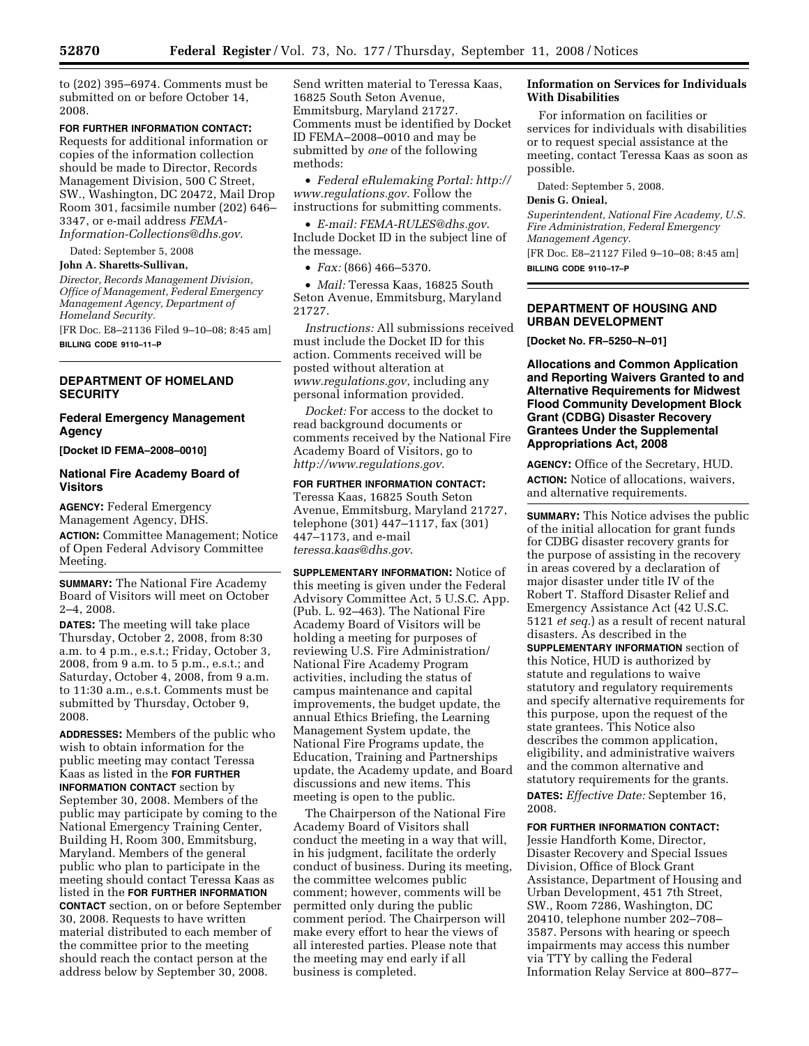to (202) 395–6974. Comments must be submitted on or before October 14, 2008.

**FOR FURTHER INFORMATION CONTACT:** Requests for additional information or copies of the information collection should be made to Director, Records Management Division, 500 C Street, SW., Washington, DC 20472, Mail Drop Room 301, facsimile number (202) 646–3347, or e-mail address *FEMA-Information-Collections@dhs.gov*.

Dated: September 5, 2008

**John A. Sharetts-Sullivan,**

*Director, Records Management Division, Office of Management, Federal Emergency Management Agency, Department of Homeland Security.*

[FR Doc. E8–21136 Filed 9–10–08; 8:45 am]

**BILLING CODE 9110–11–P**

## DEPARTMENT OF HOMELAND SECURITY

### Federal Emergency Management Agency

**[Docket ID FEMA–2008–0010]**

### National Fire Academy Board of Visitors

**AGENCY:** Federal Emergency Management Agency, DHS.

**ACTION:** Committee Management; Notice of Open Federal Advisory Committee Meeting.

**SUMMARY:** The National Fire Academy Board of Visitors will meet on October 2–4, 2008.

**DATES:** The meeting will take place Thursday, October 2, 2008, from 8:30 a.m. to 4 p.m., e.s.t.; Friday, October 3, 2008, from 9 a.m. to 5 p.m., e.s.t.; and Saturday, October 4, 2008, from 9 a.m. to 11:30 a.m., e.s.t. Comments must be submitted by Thursday, October 9, 2008.

**ADDRESSES:** Members of the public who wish to obtain information for the public meeting may contact Teressa Kaas as listed in the **FOR FURTHER INFORMATION CONTACT** section by September 30, 2008. Members of the public may participate by coming to the National Emergency Training Center, Building H, Room 300, Emmitsburg, Maryland. Members of the general public who plan to participate in the meeting should contact Teressa Kaas as listed in the **FOR FURTHER INFORMATION CONTACT** section, on or before September 30, 2008. Requests to have written material distributed to each member of the committee prior to the meeting should reach the contact person at the address below by September 30, 2008. Send written material to Teressa Kaas, 16825 South Seton Avenue, Emmitsburg, Maryland 21727. Comments must be identified by Docket ID FEMA–2008–0010 and may be submitted by *one* of the following methods:

- *Federal eRulemaking Portal: http://www.regulations.gov*. Follow the instructions for submitting comments.
- *E-mail: FEMA-RULES@dhs.gov*. Include Docket ID in the subject line of the message.
- *Fax:* (866) 466–5370.
- *Mail:* Teressa Kaas, 16825 South Seton Avenue, Emmitsburg, Maryland 21727.

*Instructions:* All submissions received must include the Docket ID for this action. Comments received will be posted without alteration at *www.regulations.gov*, including any personal information provided.

*Docket:* For access to the docket to read background documents or comments received by the National Fire Academy Board of Visitors, go to *http://www.regulations.gov*.

**FOR FURTHER INFORMATION CONTACT:** Teressa Kaas, 16825 South Seton Avenue, Emmitsburg, Maryland 21727, telephone (301) 447–1117, fax (301) 447–1173, and e-mail *teressa.kaas@dhs.gov*.

**SUPPLEMENTARY INFORMATION:** Notice of this meeting is given under the Federal Advisory Committee Act, 5 U.S.C. App. (Pub. L. 92–463). The National Fire Academy Board of Visitors will be holding a meeting for purposes of reviewing U.S. Fire Administration/National Fire Academy Program activities, including the status of campus maintenance and capital improvements, the budget update, the annual Ethics Briefing, the Learning Management System update, the National Fire Programs update, the Education, Training and Partnerships update, the Academy update, and Board discussions and new items. This meeting is open to the public.

The Chairperson of the National Fire Academy Board of Visitors shall conduct the meeting in a way that will, in his judgment, facilitate the orderly conduct of business. During its meeting, the committee welcomes public comment; however, comments will be permitted only during the public comment period. The Chairperson will make every effort to hear the views of all interested parties. Please note that the meeting may end early if all business is completed.

### Information on Services for Individuals With Disabilities

For information on facilities or services for individuals with disabilities or to request special assistance at the meeting, contact Teressa Kaas as soon as possible.

Dated: September 5, 2008.

**Denis G. Onieal,**

*Superintendent, National Fire Academy, U.S. Fire Administration, Federal Emergency Management Agency.*

[FR Doc. E8–21127 Filed 9–10–08; 8:45 am]

**BILLING CODE 9110–17–P**

## DEPARTMENT OF HOUSING AND URBAN DEVELOPMENT

**[Docket No. FR–5250–N–01]**

### Allocations and Common Application and Reporting Waivers Granted to and Alternative Requirements for Midwest Flood Community Development Block Grant (CDBG) Disaster Recovery Grantees Under the Supplemental Appropriations Act, 2008

**AGENCY:** Office of the Secretary, HUD.

**ACTION:** Notice of allocations, waivers, and alternative requirements.

**SUMMARY:** This Notice advises the public of the initial allocation for grant funds for CDBG disaster recovery grants for the purpose of assisting in the recovery in areas covered by a declaration of major disaster under title IV of the Robert T. Stafford Disaster Relief and Emergency Assistance Act (42 U.S.C. 5121 *et seq.*) as a result of recent natural disasters. As described in the **SUPPLEMENTARY INFORMATION** section of this Notice, HUD is authorized by statute and regulations to waive statutory and regulatory requirements and specify alternative requirements for this purpose, upon the request of the state grantees. This Notice also describes the common application, eligibility, and administrative waivers and the common alternative and statutory requirements for the grants.

**DATES:** *Effective Date:* September 16, 2008.

**FOR FURTHER INFORMATION CONTACT:** Jessie Handforth Kome, Director, Disaster Recovery and Special Issues Division, Office of Block Grant Assistance, Department of Housing and Urban Development, 451 7th Street, SW., Room 7286, Washington, DC 20410, telephone number 202–708–3587. Persons with hearing or speech impairments may access this number via TTY by calling the Federal Information Relay Service at 800–877–